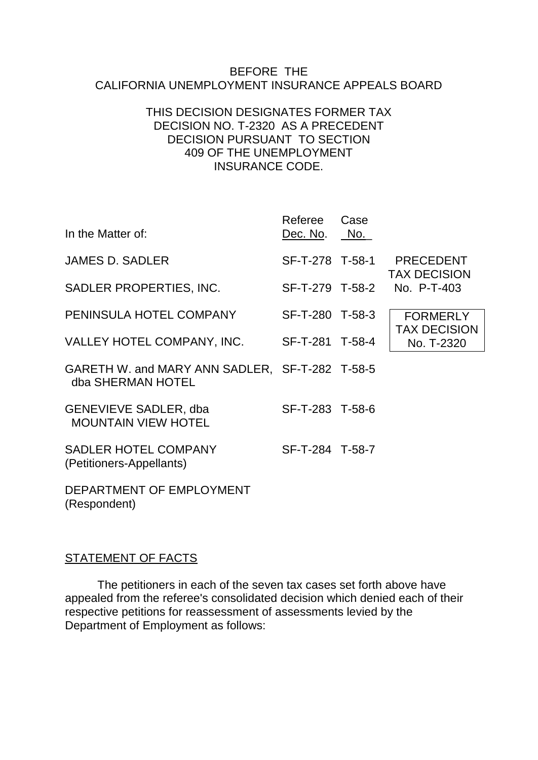BEFORE THE
CALIFORNIA UNEMPLOYMENT INSURANCE APPEALS BOARD

THIS DECISION DESIGNATES FORMER TAX DECISION NO. T-2320 AS A PRECEDENT DECISION PURSUANT TO SECTION 409 OF THE UNEMPLOYMENT INSURANCE CODE.

| In the Matter of: | Referee Dec. No. | Case No. | |
|---|---|---|---|
| JAMES D. SADLER | SF-T-278 | T-58-1 | PRECEDENT TAX DECISION No. P-T-403 |
| SADLER PROPERTIES, INC. | SF-T-279 | T-58-2 | |
| PENINSULA HOTEL COMPANY | SF-T-280 | T-58-3 | FORMERLY TAX DECISION No. T-2320 |
| VALLEY HOTEL COMPANY, INC. | SF-T-281 | T-58-4 | |
| GARETH W. and MARY ANN SADLER, dba SHERMAN HOTEL | SF-T-282 | T-58-5 | |
| GENEVIEVE SADLER, dba MOUNTAIN VIEW HOTEL | SF-T-283 | T-58-6 | |
| SADLER HOTEL COMPANY (Petitioners-Appellants) | SF-T-284 | T-58-7 | |

DEPARTMENT OF EMPLOYMENT
(Respondent)

## STATEMENT OF FACTS

The petitioners in each of the seven tax cases set forth above have appealed from the referee's consolidated decision which denied each of their respective petitions for reassessment of assessments levied by the Department of Employment as follows: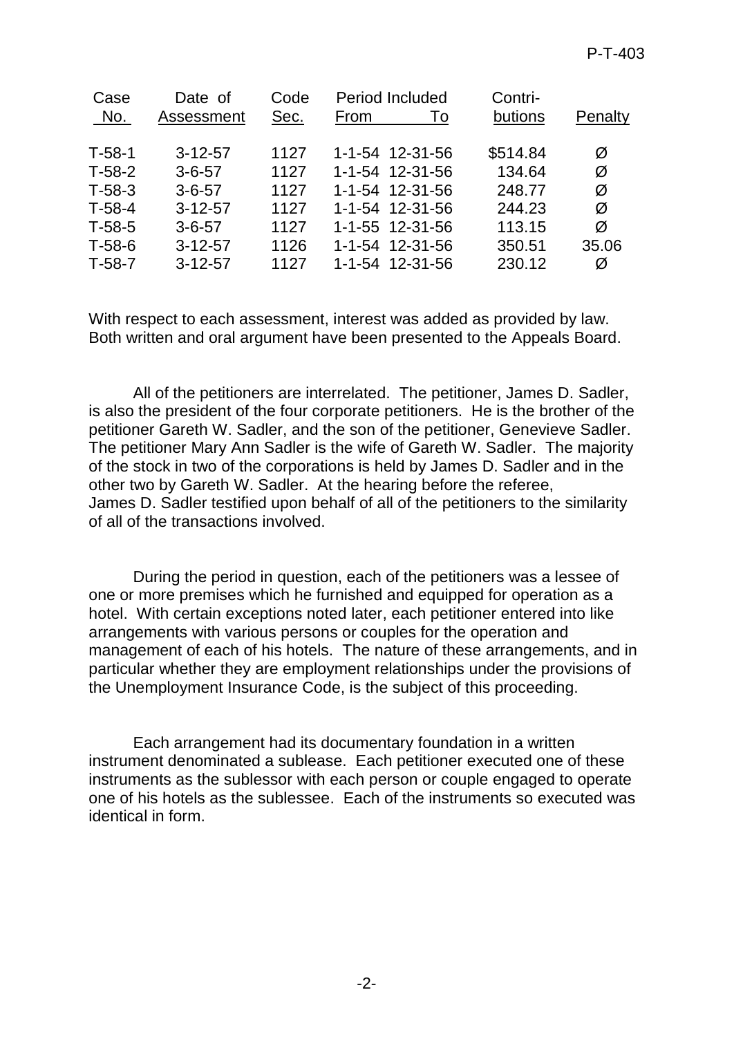| Case No. | Date of Assessment | Code Sec. | Period Included From | To | Contri-butions | Penalty |
|---|---|---|---|---|---|---|
| T-58-1 | 3-12-57 | 1127 | 1-1-54 | 12-31-56 | $514.84 | Ø |
| T-58-2 | 3-6-57 | 1127 | 1-1-54 | 12-31-56 | 134.64 | Ø |
| T-58-3 | 3-6-57 | 1127 | 1-1-54 | 12-31-56 | 248.77 | Ø |
| T-58-4 | 3-12-57 | 1127 | 1-1-54 | 12-31-56 | 244.23 | Ø |
| T-58-5 | 3-6-57 | 1127 | 1-1-55 | 12-31-56 | 113.15 | Ø |
| T-58-6 | 3-12-57 | 1126 | 1-1-54 | 12-31-56 | 350.51 | 35.06 |
| T-58-7 | 3-12-57 | 1127 | 1-1-54 | 12-31-56 | 230.12 | Ø |

With respect to each assessment, interest was added as provided by law. Both written and oral argument have been presented to the Appeals Board.

All of the petitioners are interrelated. The petitioner, James D. Sadler, is also the president of the four corporate petitioners. He is the brother of the petitioner Gareth W. Sadler, and the son of the petitioner, Genevieve Sadler. The petitioner Mary Ann Sadler is the wife of Gareth W. Sadler. The majority of the stock in two of the corporations is held by James D. Sadler and in the other two by Gareth W. Sadler. At the hearing before the referee, James D. Sadler testified upon behalf of all of the petitioners to the similarity of all of the transactions involved.

During the period in question, each of the petitioners was a lessee of one or more premises which he furnished and equipped for operation as a hotel. With certain exceptions noted later, each petitioner entered into like arrangements with various persons or couples for the operation and management of each of his hotels. The nature of these arrangements, and in particular whether they are employment relationships under the provisions of the Unemployment Insurance Code, is the subject of this proceeding.

Each arrangement had its documentary foundation in a written instrument denominated a sublease. Each petitioner executed one of these instruments as the sublessor with each person or couple engaged to operate one of his hotels as the sublessee. Each of the instruments so executed was identical in form.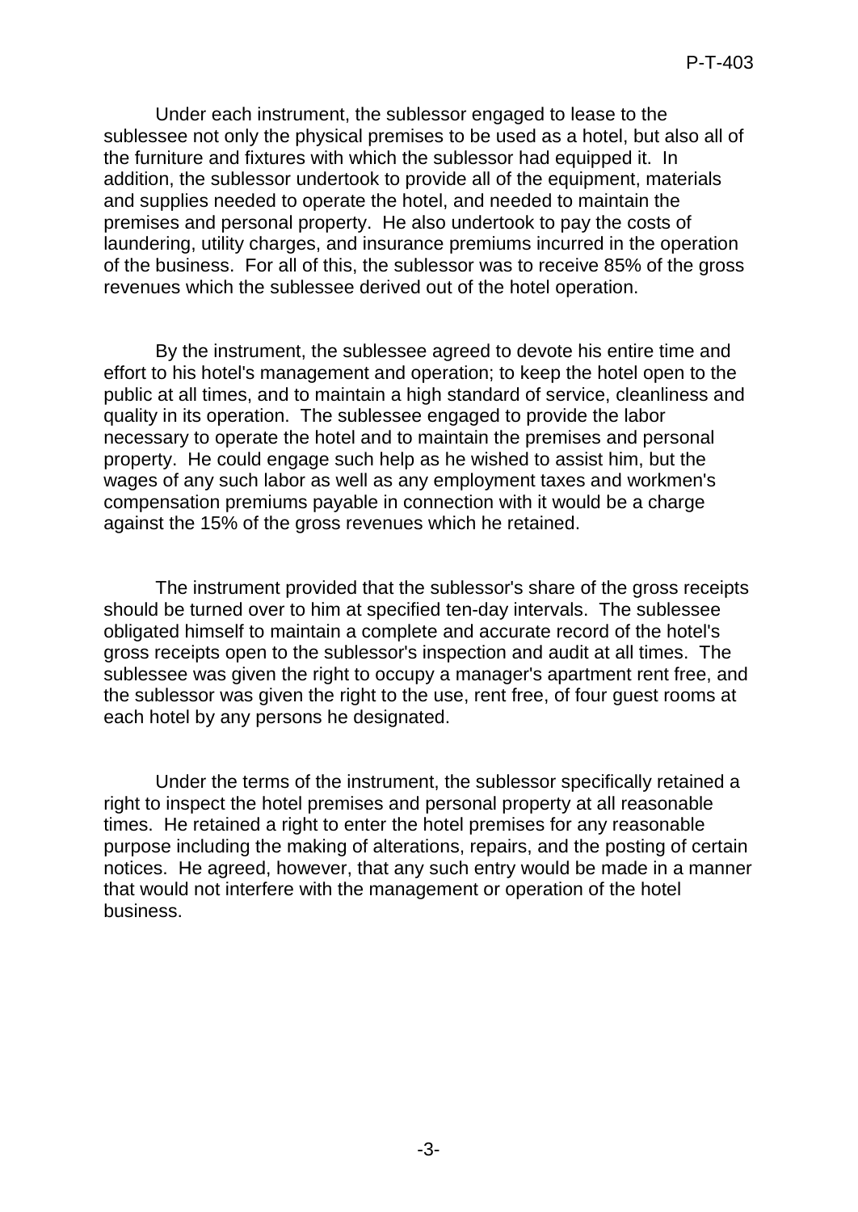Under each instrument, the sublessor engaged to lease to the sublessee not only the physical premises to be used as a hotel, but also all of the furniture and fixtures with which the sublessor had equipped it. In addition, the sublessor undertook to provide all of the equipment, materials and supplies needed to operate the hotel, and needed to maintain the premises and personal property. He also undertook to pay the costs of laundering, utility charges, and insurance premiums incurred in the operation of the business. For all of this, the sublessor was to receive 85% of the gross revenues which the sublessee derived out of the hotel operation.

By the instrument, the sublessee agreed to devote his entire time and effort to his hotel's management and operation; to keep the hotel open to the public at all times, and to maintain a high standard of service, cleanliness and quality in its operation. The sublessee engaged to provide the labor necessary to operate the hotel and to maintain the premises and personal property. He could engage such help as he wished to assist him, but the wages of any such labor as well as any employment taxes and workmen's compensation premiums payable in connection with it would be a charge against the 15% of the gross revenues which he retained.

The instrument provided that the sublessor's share of the gross receipts should be turned over to him at specified ten-day intervals. The sublessee obligated himself to maintain a complete and accurate record of the hotel's gross receipts open to the sublessor's inspection and audit at all times. The sublessee was given the right to occupy a manager's apartment rent free, and the sublessor was given the right to the use, rent free, of four guest rooms at each hotel by any persons he designated.

Under the terms of the instrument, the sublessor specifically retained a right to inspect the hotel premises and personal property at all reasonable times. He retained a right to enter the hotel premises for any reasonable purpose including the making of alterations, repairs, and the posting of certain notices. He agreed, however, that any such entry would be made in a manner that would not interfere with the management or operation of the hotel business.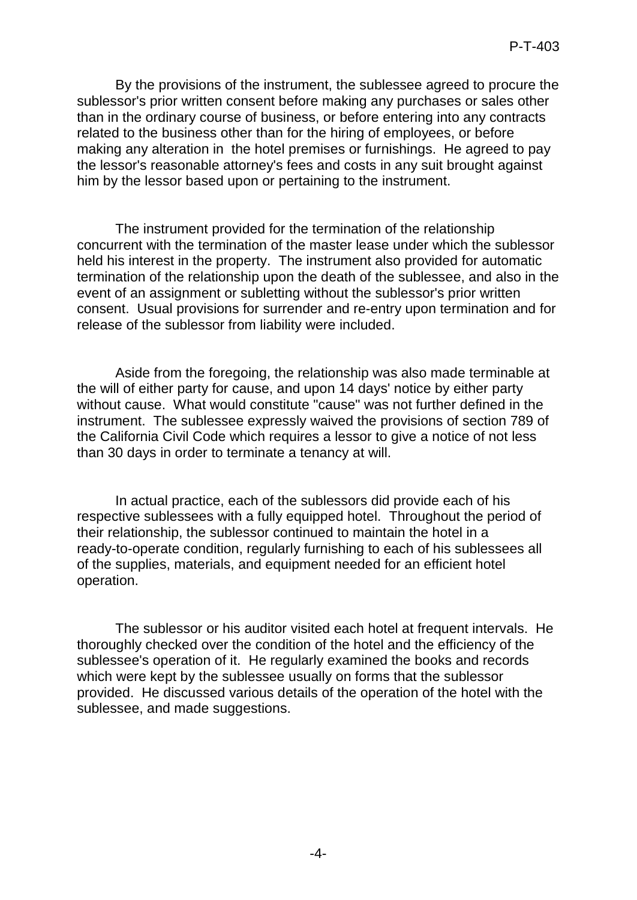By the provisions of the instrument, the sublessee agreed to procure the sublessor's prior written consent before making any purchases or sales other than in the ordinary course of business, or before entering into any contracts related to the business other than for the hiring of employees, or before making any alteration in the hotel premises or furnishings. He agreed to pay the lessor's reasonable attorney's fees and costs in any suit brought against him by the lessor based upon or pertaining to the instrument.

The instrument provided for the termination of the relationship concurrent with the termination of the master lease under which the sublessor held his interest in the property. The instrument also provided for automatic termination of the relationship upon the death of the sublessee, and also in the event of an assignment or subletting without the sublessor's prior written consent. Usual provisions for surrender and re-entry upon termination and for release of the sublessor from liability were included.

Aside from the foregoing, the relationship was also made terminable at the will of either party for cause, and upon 14 days' notice by either party without cause. What would constitute "cause" was not further defined in the instrument. The sublessee expressly waived the provisions of section 789 of the California Civil Code which requires a lessor to give a notice of not less than 30 days in order to terminate a tenancy at will.

In actual practice, each of the sublessors did provide each of his respective sublessees with a fully equipped hotel. Throughout the period of their relationship, the sublessor continued to maintain the hotel in a ready-to-operate condition, regularly furnishing to each of his sublessees all of the supplies, materials, and equipment needed for an efficient hotel operation.

The sublessor or his auditor visited each hotel at frequent intervals. He thoroughly checked over the condition of the hotel and the efficiency of the sublessee's operation of it. He regularly examined the books and records which were kept by the sublessee usually on forms that the sublessor provided. He discussed various details of the operation of the hotel with the sublessee, and made suggestions.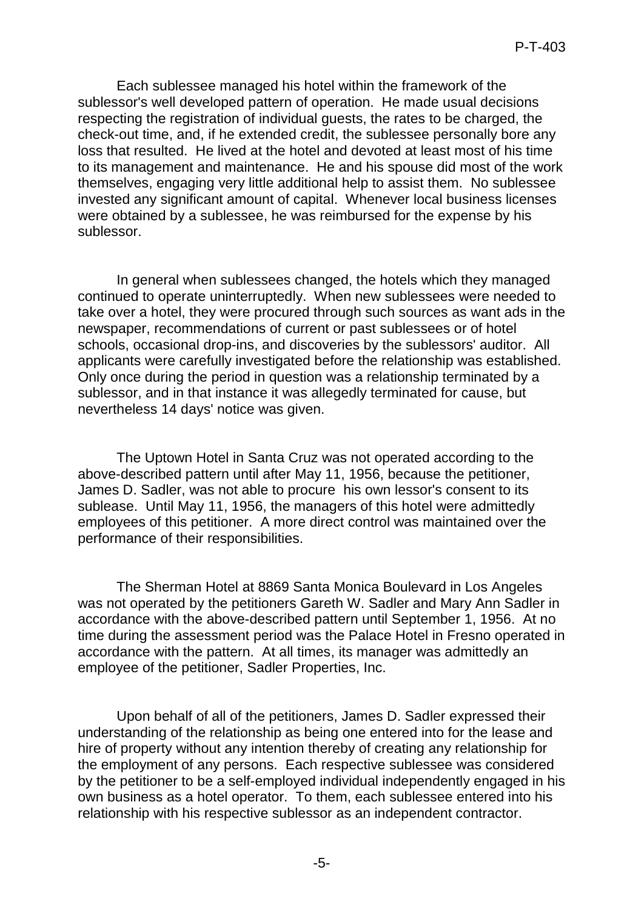Each sublessee managed his hotel within the framework of the sublessor's well developed pattern of operation. He made usual decisions respecting the registration of individual guests, the rates to be charged, the check-out time, and, if he extended credit, the sublessee personally bore any loss that resulted. He lived at the hotel and devoted at least most of his time to its management and maintenance. He and his spouse did most of the work themselves, engaging very little additional help to assist them. No sublessee invested any significant amount of capital. Whenever local business licenses were obtained by a sublessee, he was reimbursed for the expense by his sublessor.

In general when sublessees changed, the hotels which they managed continued to operate uninterruptedly. When new sublessees were needed to take over a hotel, they were procured through such sources as want ads in the newspaper, recommendations of current or past sublessees or of hotel schools, occasional drop-ins, and discoveries by the sublessors' auditor. All applicants were carefully investigated before the relationship was established. Only once during the period in question was a relationship terminated by a sublessor, and in that instance it was allegedly terminated for cause, but nevertheless 14 days' notice was given.

The Uptown Hotel in Santa Cruz was not operated according to the above-described pattern until after May 11, 1956, because the petitioner, James D. Sadler, was not able to procure his own lessor's consent to its sublease. Until May 11, 1956, the managers of this hotel were admittedly employees of this petitioner. A more direct control was maintained over the performance of their responsibilities.

The Sherman Hotel at 8869 Santa Monica Boulevard in Los Angeles was not operated by the petitioners Gareth W. Sadler and Mary Ann Sadler in accordance with the above-described pattern until September 1, 1956. At no time during the assessment period was the Palace Hotel in Fresno operated in accordance with the pattern. At all times, its manager was admittedly an employee of the petitioner, Sadler Properties, Inc.

Upon behalf of all of the petitioners, James D. Sadler expressed their understanding of the relationship as being one entered into for the lease and hire of property without any intention thereby of creating any relationship for the employment of any persons. Each respective sublessee was considered by the petitioner to be a self-employed individual independently engaged in his own business as a hotel operator. To them, each sublessee entered into his relationship with his respective sublessor as an independent contractor.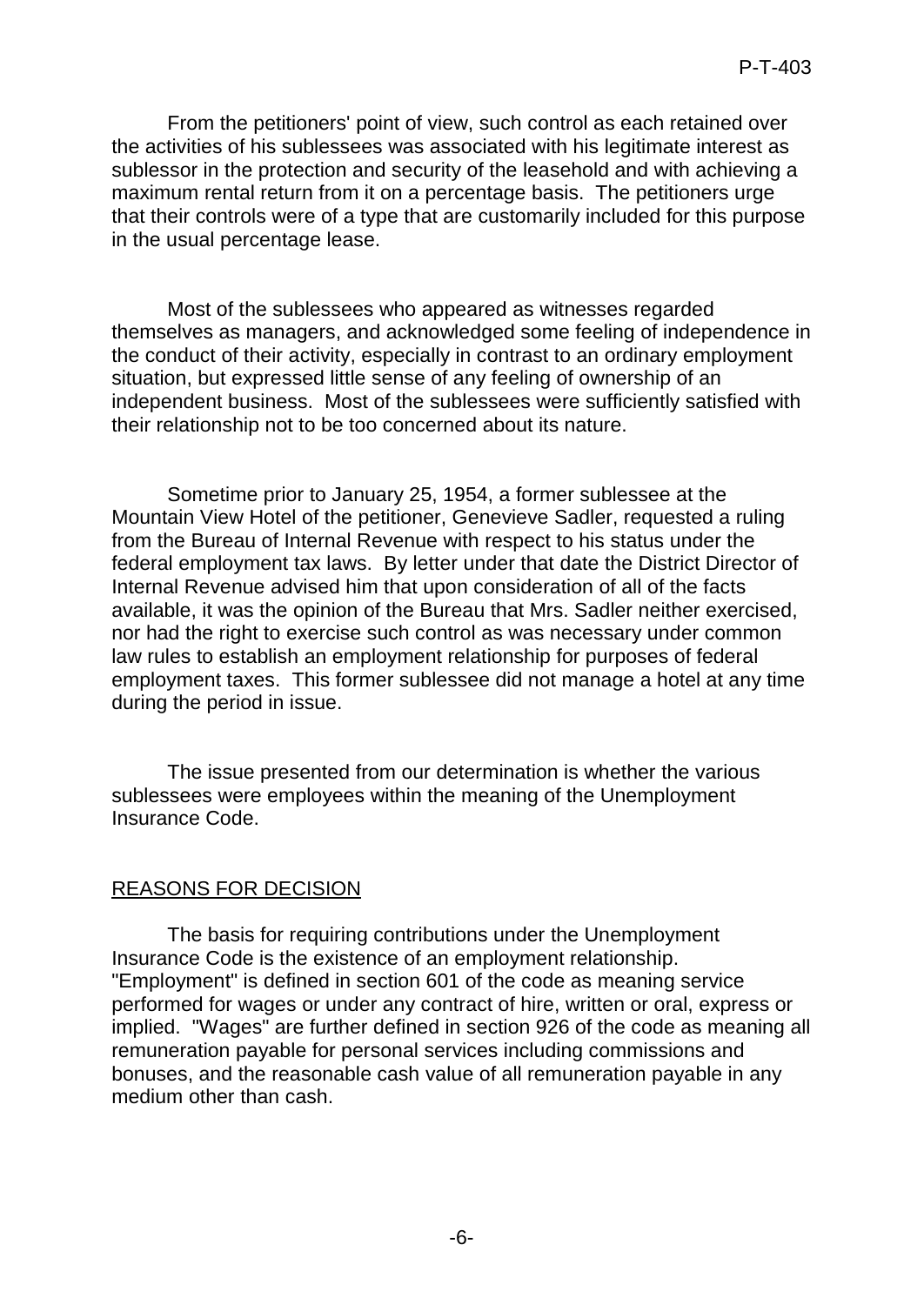From the petitioners' point of view, such control as each retained over the activities of his sublessees was associated with his legitimate interest as sublessor in the protection and security of the leasehold and with achieving a maximum rental return from it on a percentage basis. The petitioners urge that their controls were of a type that are customarily included for this purpose in the usual percentage lease.

Most of the sublessees who appeared as witnesses regarded themselves as managers, and acknowledged some feeling of independence in the conduct of their activity, especially in contrast to an ordinary employment situation, but expressed little sense of any feeling of ownership of an independent business. Most of the sublessees were sufficiently satisfied with their relationship not to be too concerned about its nature.

Sometime prior to January 25, 1954, a former sublessee at the Mountain View Hotel of the petitioner, Genevieve Sadler, requested a ruling from the Bureau of Internal Revenue with respect to his status under the federal employment tax laws. By letter under that date the District Director of Internal Revenue advised him that upon consideration of all of the facts available, it was the opinion of the Bureau that Mrs. Sadler neither exercised, nor had the right to exercise such control as was necessary under common law rules to establish an employment relationship for purposes of federal employment taxes. This former sublessee did not manage a hotel at any time during the period in issue.

The issue presented from our determination is whether the various sublessees were employees within the meaning of the Unemployment Insurance Code.

## REASONS FOR DECISION

The basis for requiring contributions under the Unemployment Insurance Code is the existence of an employment relationship. "Employment" is defined in section 601 of the code as meaning service performed for wages or under any contract of hire, written or oral, express or implied. "Wages" are further defined in section 926 of the code as meaning all remuneration payable for personal services including commissions and bonuses, and the reasonable cash value of all remuneration payable in any medium other than cash.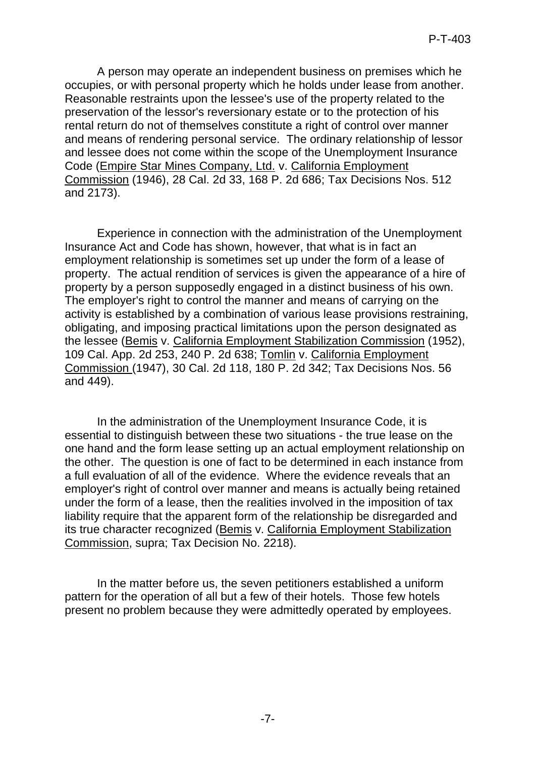A person may operate an independent business on premises which he occupies, or with personal property which he holds under lease from another. Reasonable restraints upon the lessee's use of the property related to the preservation of the lessor's reversionary estate or to the protection of his rental return do not of themselves constitute a right of control over manner and means of rendering personal service. The ordinary relationship of lessor and lessee does not come within the scope of the Unemployment Insurance Code (Empire Star Mines Company, Ltd. v. California Employment Commission (1946), 28 Cal. 2d 33, 168 P. 2d 686; Tax Decisions Nos. 512 and 2173).

Experience in connection with the administration of the Unemployment Insurance Act and Code has shown, however, that what is in fact an employment relationship is sometimes set up under the form of a lease of property. The actual rendition of services is given the appearance of a hire of property by a person supposedly engaged in a distinct business of his own. The employer's right to control the manner and means of carrying on the activity is established by a combination of various lease provisions restraining, obligating, and imposing practical limitations upon the person designated as the lessee (Bemis v. California Employment Stabilization Commission (1952), 109 Cal. App. 2d 253, 240 P. 2d 638; Tomlin v. California Employment Commission (1947), 30 Cal. 2d 118, 180 P. 2d 342; Tax Decisions Nos. 56 and 449).

In the administration of the Unemployment Insurance Code, it is essential to distinguish between these two situations - the true lease on the one hand and the form lease setting up an actual employment relationship on the other. The question is one of fact to be determined in each instance from a full evaluation of all of the evidence. Where the evidence reveals that an employer's right of control over manner and means is actually being retained under the form of a lease, then the realities involved in the imposition of tax liability require that the apparent form of the relationship be disregarded and its true character recognized (Bemis v. California Employment Stabilization Commission, supra; Tax Decision No. 2218).

In the matter before us, the seven petitioners established a uniform pattern for the operation of all but a few of their hotels. Those few hotels present no problem because they were admittedly operated by employees.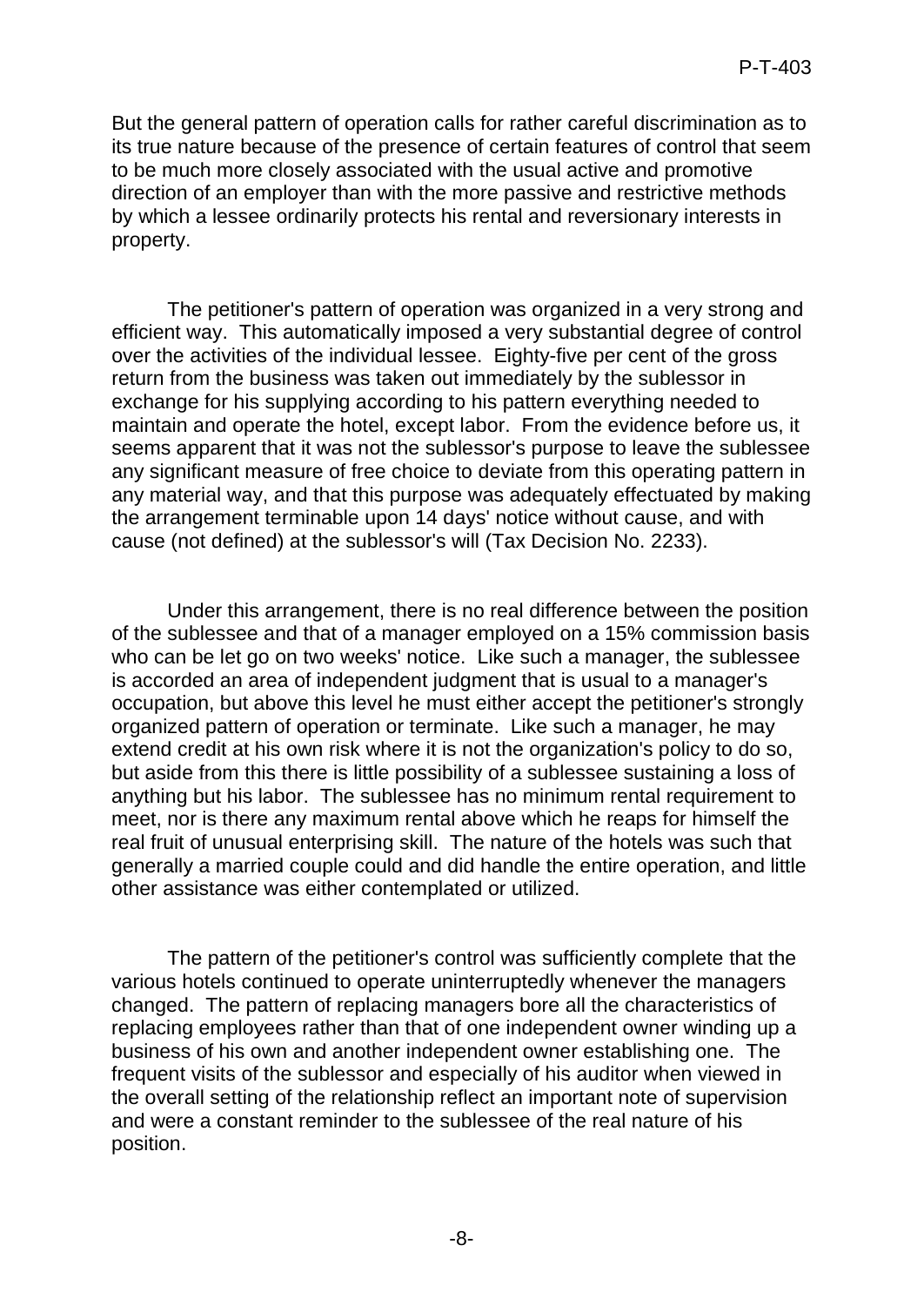But the general pattern of operation calls for rather careful discrimination as to its true nature because of the presence of certain features of control that seem to be much more closely associated with the usual active and promotive direction of an employer than with the more passive and restrictive methods by which a lessee ordinarily protects his rental and reversionary interests in property.

The petitioner's pattern of operation was organized in a very strong and efficient way. This automatically imposed a very substantial degree of control over the activities of the individual lessee. Eighty-five per cent of the gross return from the business was taken out immediately by the sublessor in exchange for his supplying according to his pattern everything needed to maintain and operate the hotel, except labor. From the evidence before us, it seems apparent that it was not the sublessor's purpose to leave the sublessee any significant measure of free choice to deviate from this operating pattern in any material way, and that this purpose was adequately effectuated by making the arrangement terminable upon 14 days' notice without cause, and with cause (not defined) at the sublessor's will (Tax Decision No. 2233).

Under this arrangement, there is no real difference between the position of the sublessee and that of a manager employed on a 15% commission basis who can be let go on two weeks' notice. Like such a manager, the sublessee is accorded an area of independent judgment that is usual to a manager's occupation, but above this level he must either accept the petitioner's strongly organized pattern of operation or terminate. Like such a manager, he may extend credit at his own risk where it is not the organization's policy to do so, but aside from this there is little possibility of a sublessee sustaining a loss of anything but his labor. The sublessee has no minimum rental requirement to meet, nor is there any maximum rental above which he reaps for himself the real fruit of unusual enterprising skill. The nature of the hotels was such that generally a married couple could and did handle the entire operation, and little other assistance was either contemplated or utilized.

The pattern of the petitioner's control was sufficiently complete that the various hotels continued to operate uninterruptedly whenever the managers changed. The pattern of replacing managers bore all the characteristics of replacing employees rather than that of one independent owner winding up a business of his own and another independent owner establishing one. The frequent visits of the sublessor and especially of his auditor when viewed in the overall setting of the relationship reflect an important note of supervision and were a constant reminder to the sublessee of the real nature of his position.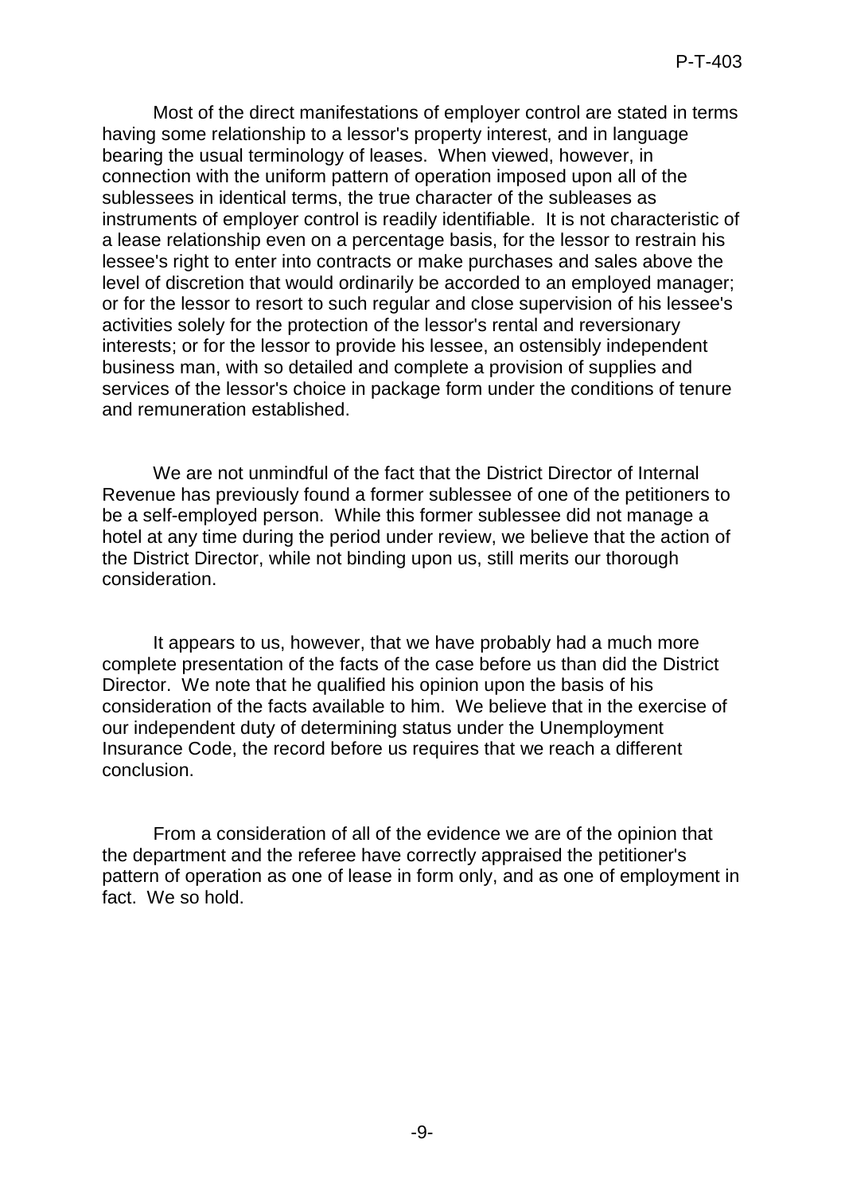Most of the direct manifestations of employer control are stated in terms having some relationship to a lessor's property interest, and in language bearing the usual terminology of leases. When viewed, however, in connection with the uniform pattern of operation imposed upon all of the sublessees in identical terms, the true character of the subleases as instruments of employer control is readily identifiable. It is not characteristic of a lease relationship even on a percentage basis, for the lessor to restrain his lessee's right to enter into contracts or make purchases and sales above the level of discretion that would ordinarily be accorded to an employed manager; or for the lessor to resort to such regular and close supervision of his lessee's activities solely for the protection of the lessor's rental and reversionary interests; or for the lessor to provide his lessee, an ostensibly independent business man, with so detailed and complete a provision of supplies and services of the lessor's choice in package form under the conditions of tenure and remuneration established.

We are not unmindful of the fact that the District Director of Internal Revenue has previously found a former sublessee of one of the petitioners to be a self-employed person. While this former sublessee did not manage a hotel at any time during the period under review, we believe that the action of the District Director, while not binding upon us, still merits our thorough consideration.

It appears to us, however, that we have probably had a much more complete presentation of the facts of the case before us than did the District Director. We note that he qualified his opinion upon the basis of his consideration of the facts available to him. We believe that in the exercise of our independent duty of determining status under the Unemployment Insurance Code, the record before us requires that we reach a different conclusion.

From a consideration of all of the evidence we are of the opinion that the department and the referee have correctly appraised the petitioner's pattern of operation as one of lease in form only, and as one of employment in fact. We so hold.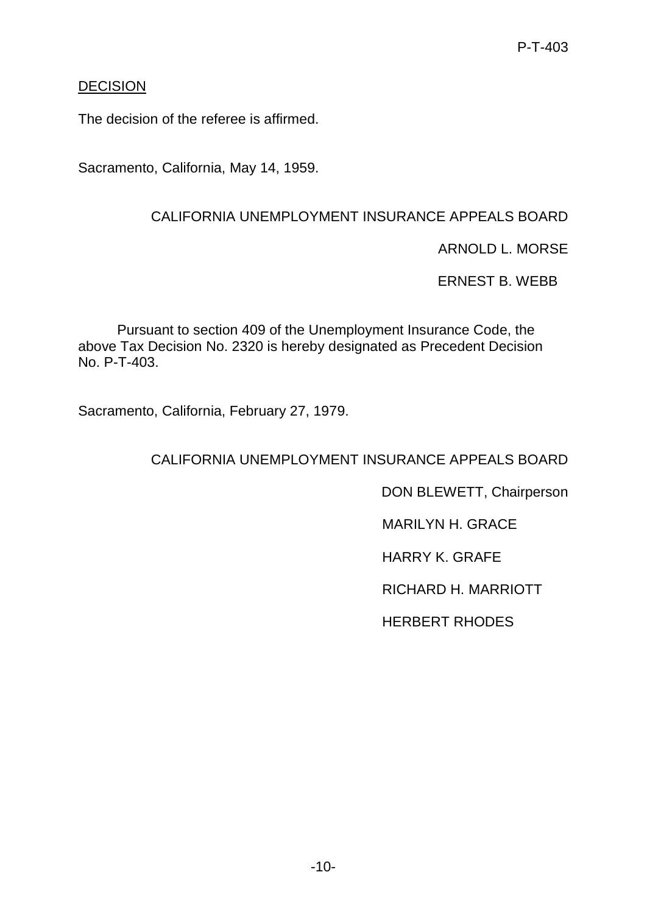DECISION

The decision of the referee is affirmed.

Sacramento, California, May 14, 1959.

CALIFORNIA UNEMPLOYMENT INSURANCE APPEALS BOARD

ARNOLD L. MORSE

ERNEST B. WEBB

Pursuant to section 409 of the Unemployment Insurance Code, the above Tax Decision No. 2320 is hereby designated as Precedent Decision No. P-T-403.

Sacramento, California, February 27, 1979.

CALIFORNIA UNEMPLOYMENT INSURANCE APPEALS BOARD

DON BLEWETT, Chairperson

MARILYN H. GRACE

HARRY K. GRAFE

RICHARD H. MARRIOTT

HERBERT RHODES